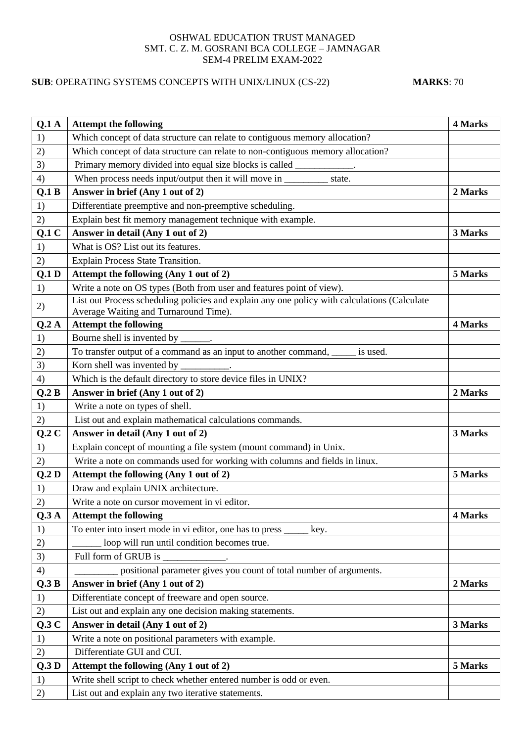OSHWAL EDUCATION TRUST MANAGED
SMT. C. Z. M. GOSRANI BCA COLLEGE – JAMNAGAR
SEM-4 PRELIM EXAM-2022

**SUB**: OPERATING SYSTEMS CONCEPTS WITH UNIX/LINUX (CS-22) **MARKS**: 70

| **Q.1 A** | **Attempt the following** | **4 Marks** |
|---|---|---|
| 1) | Which concept of data structure can relate to contiguous memory allocation? | |
| 2) | Which concept of data structure can relate to non-contiguous memory allocation? | |
| 3) | Primary memory divided into equal size blocks is called ____________. | |
| 4) | When process needs input/output then it will move in _________ state. | |
| **Q.1 B** | **Answer in brief (Any 1 out of 2)** | **2 Marks** |
| 1) | Differentiate preemptive and non-preemptive scheduling. | |
| 2) | Explain best fit memory management technique with example. | |
| **Q.1 C** | **Answer in detail (Any 1 out of 2)** | **3 Marks** |
| 1) | What is OS? List out its features. | |
| 2) | Explain Process State Transition. | |
| **Q.1 D** | **Attempt the following (Any 1 out of 2)** | **5 Marks** |
| 1) | Write a note on OS types (Both from user and features point of view). | |
| 2) | List out Process scheduling policies and explain any one policy with calculations (Calculate Average Waiting and Turnaround Time). | |
| **Q.2 A** | **Attempt the following** | **4 Marks** |
| 1) | Bourne shell is invented by ______. | |
| 2) | To transfer output of a command as an input to another command, _____ is used. | |
| 3) | Korn shell was invented by __________. | |
| 4) | Which is the default directory to store device files in UNIX? | |
| **Q.2 B** | **Answer in brief (Any 1 out of 2)** | **2 Marks** |
| 1) | Write a note on types of shell. | |
| 2) | List out and explain mathematical calculations commands. | |
| **Q.2 C** | **Answer in detail (Any 1 out of 2)** | **3 Marks** |
| 1) | Explain concept of mounting a file system (mount command) in Unix. | |
| 2) | Write a note on commands used for working with columns and fields in linux. | |
| **Q.2 D** | **Attempt the following (Any 1 out of 2)** | **5 Marks** |
| 1) | Draw and explain UNIX architecture. | |
| 2) | Write a note on cursor movement in vi editor. | |
| **Q.3 A** | **Attempt the following** | **4 Marks** |
| 1) | To enter into insert mode in vi editor, one has to press _____ key. | |
| 2) | ______ loop will run until condition becomes true. | |
| 3) | Full form of GRUB is _____________. | |
| 4) | _________ positional parameter gives you count of total number of arguments. | |
| **Q.3 B** | **Answer in brief (Any 1 out of 2)** | **2 Marks** |
| 1) | Differentiate concept of freeware and open source. | |
| 2) | List out and explain any one decision making statements. | |
| **Q.3 C** | **Answer in detail (Any 1 out of 2)** | **3 Marks** |
| 1) | Write a note on positional parameters with example. | |
| 2) | Differentiate GUI and CUI. | |
| **Q.3 D** | **Attempt the following (Any 1 out of 2)** | **5 Marks** |
| 1) | Write shell script to check whether entered number is odd or even. | |
| 2) | List out and explain any two iterative statements. | |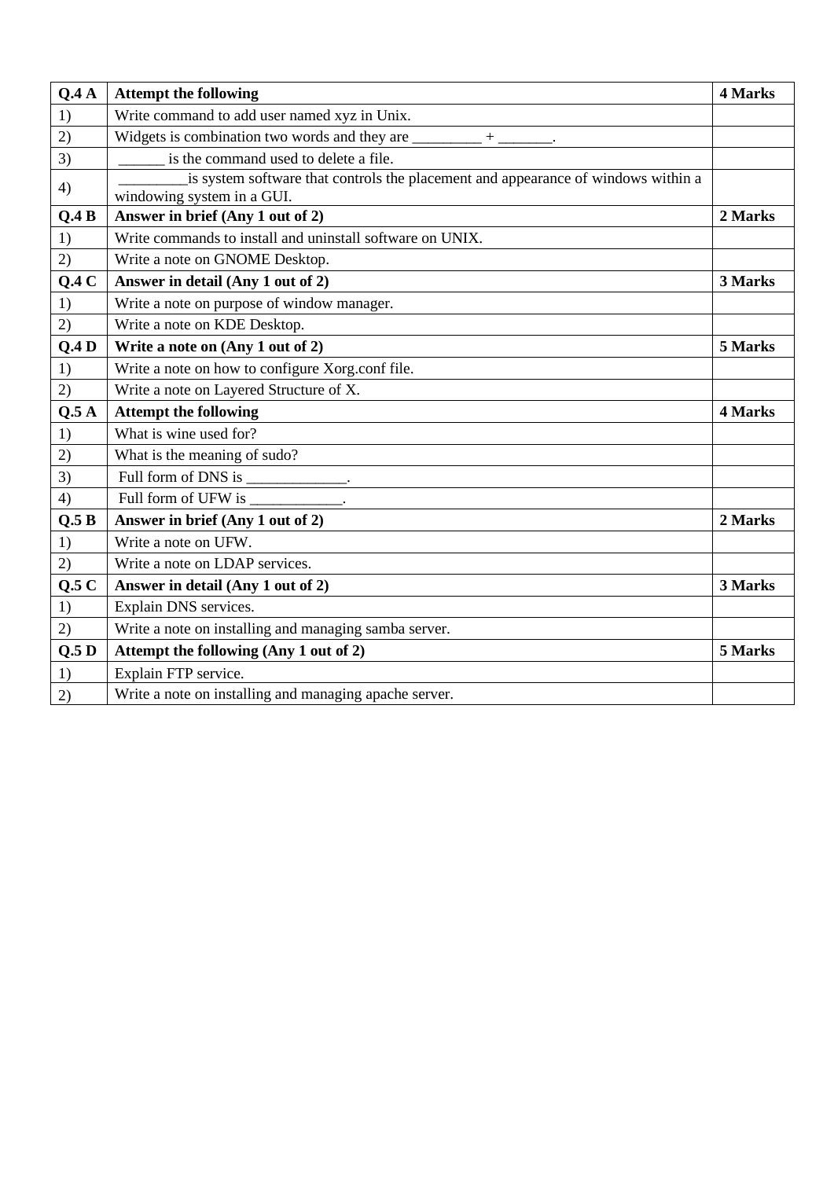| | | |
|---|---|---|
| **Q.4 A** | **Attempt the following** | **4 Marks** |
| 1) | Write command to add user named xyz in Unix. | |
| 2) | Widgets is combination two words and they are _________ + _______. | |
| 3) | ______ is the command used to delete a file. | |
| 4) | _________is system software that controls the placement and appearance of windows within a windowing system in a GUI. | |
| **Q.4 B** | **Answer in brief (Any 1 out of 2)** | **2 Marks** |
| 1) | Write commands to install and uninstall software on UNIX. | |
| 2) | Write a note on GNOME Desktop. | |
| **Q.4 C** | **Answer in detail (Any 1 out of 2)** | **3 Marks** |
| 1) | Write a note on purpose of window manager. | |
| 2) | Write a note on KDE Desktop. | |
| **Q.4 D** | **Write a note on (Any 1 out of 2)** | **5 Marks** |
| 1) | Write a note on how to configure Xorg.conf file. | |
| 2) | Write a note on Layered Structure of X. | |
| **Q.5 A** | **Attempt the following** | **4 Marks** |
| 1) | What is wine used for? | |
| 2) | What is the meaning of sudo? | |
| 3) | Full form of DNS is _____________. | |
| 4) | Full form of UFW is ____________. | |
| **Q.5 B** | **Answer in brief (Any 1 out of 2)** | **2 Marks** |
| 1) | Write a note on UFW. | |
| 2) | Write a note on LDAP services. | |
| **Q.5 C** | **Answer in detail (Any 1 out of 2)** | **3 Marks** |
| 1) | Explain DNS services. | |
| 2) | Write a note on installing and managing samba server. | |
| **Q.5 D** | **Attempt the following (Any 1 out of 2)** | **5 Marks** |
| 1) | Explain FTP service. | |
| 2) | Write a note on installing and managing apache server. | |